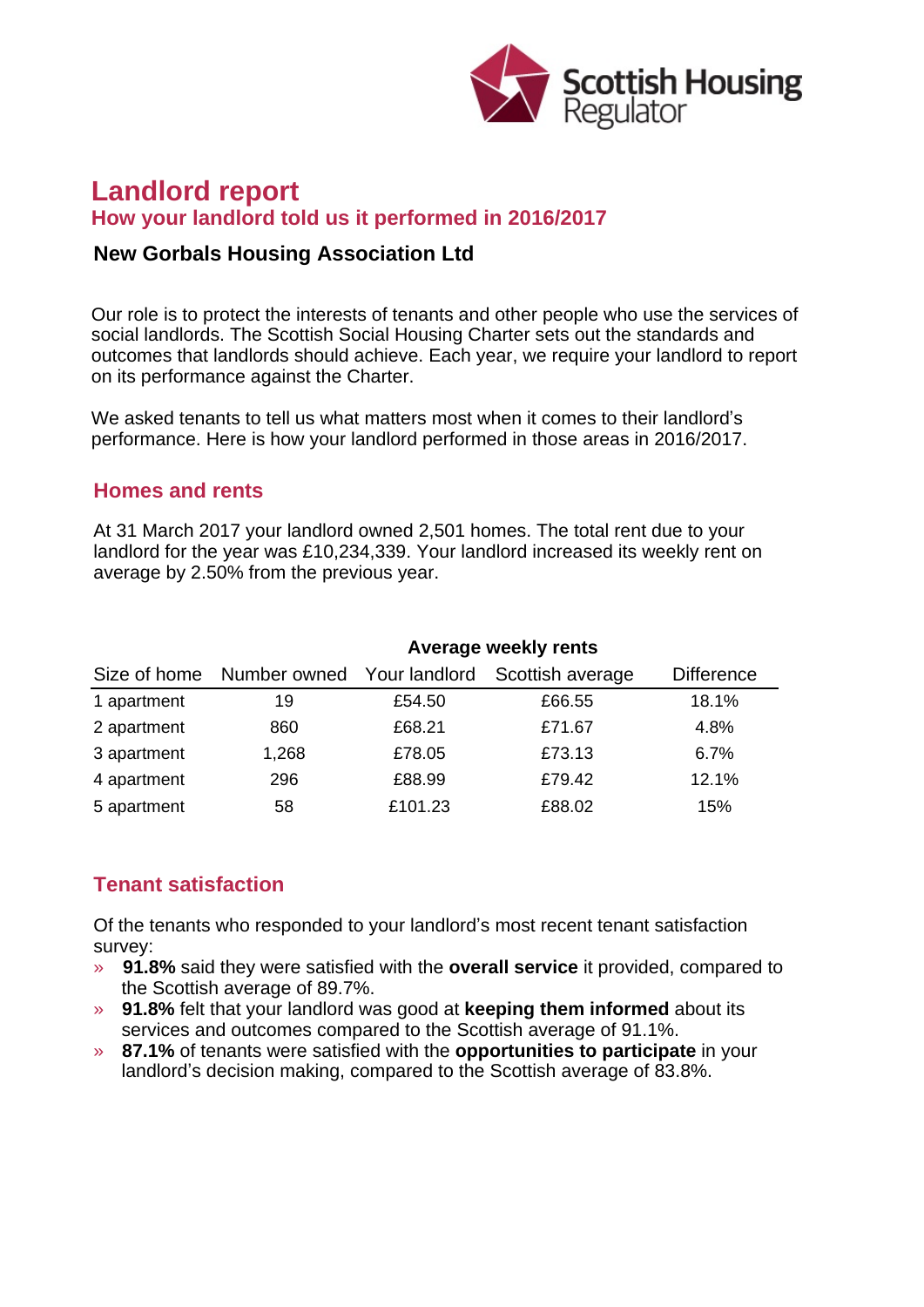Scottish Housing Regulator

# Landlord report

## How your landlord told us it performed in 2016/2017

### New Gorbals Housing Association Ltd

Our role is to protect the interests of tenants and other people who use the services of social landlords. The Scottish Social Housing Charter sets out the standards and outcomes that landlords should achieve. Each year, we require your landlord to report on its performance against the Charter.

We asked tenants to tell us what matters most when it comes to their landlord's performance. Here is how your landlord performed in those areas in 2016/2017.

## Homes and rents

At 31 March 2017 your landlord owned 2,501 homes. The total rent due to your landlord for the year was £10,234,339. Your landlord increased its weekly rent on average by 2.50% from the previous year.

| | | Average weekly rents | | |
|---|---|---|---|---|
| Size of home | Number owned | Your landlord | Scottish average | Difference |
| 1 apartment | 19 | £54.50 | £66.55 | 18.1% |
| 2 apartment | 860 | £68.21 | £71.67 | 4.8% |
| 3 apartment | 1,268 | £78.05 | £73.13 | 6.7% |
| 4 apartment | 296 | £88.99 | £79.42 | 12.1% |
| 5 apartment | 58 | £101.23 | £88.02 | 15% |

## Tenant satisfaction

Of the tenants who responded to your landlord's most recent tenant satisfaction survey:

- **91.8%** said they were satisfied with the **overall service** it provided, compared to the Scottish average of 89.7%.
- **91.8%** felt that your landlord was good at **keeping them informed** about its services and outcomes compared to the Scottish average of 91.1%.
- **87.1%** of tenants were satisfied with the **opportunities to participate** in your landlord's decision making, compared to the Scottish average of 83.8%.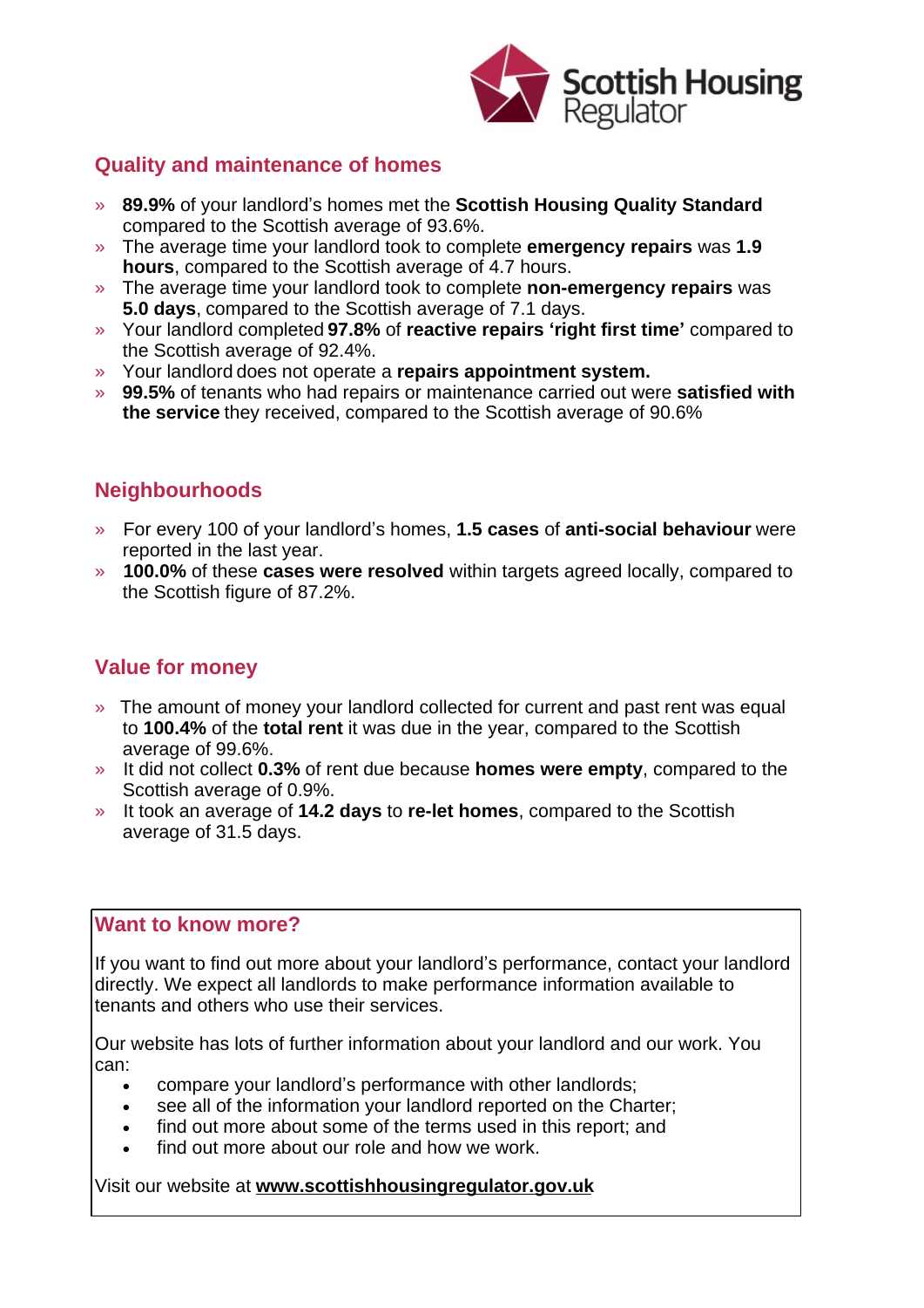## Quality and maintenance of homes

- **89.9%** of your landlord's homes met the **Scottish Housing Quality Standard** compared to the Scottish average of 93.6%.
- The average time your landlord took to complete **emergency repairs** was **1.9 hours**, compared to the Scottish average of 4.7 hours.
- The average time your landlord took to complete **non-emergency repairs** was **5.0 days**, compared to the Scottish average of 7.1 days.
- Your landlord completed **97.8%** of **reactive repairs 'right first time'** compared to the Scottish average of 92.4%.
- Your landlord does not operate a **repairs appointment system.**
- **99.5%** of tenants who had repairs or maintenance carried out were **satisfied with the service** they received, compared to the Scottish average of 90.6%

## Neighbourhoods

- For every 100 of your landlord's homes, **1.5 cases** of **anti-social behaviour** were reported in the last year.
- **100.0%** of these **cases were resolved** within targets agreed locally, compared to the Scottish figure of 87.2%.

## Value for money

- The amount of money your landlord collected for current and past rent was equal to **100.4%** of the **total rent** it was due in the year, compared to the Scottish average of 99.6%.
- It did not collect **0.3%** of rent due because **homes were empty**, compared to the Scottish average of 0.9%.
- It took an average of **14.2 days** to **re-let homes**, compared to the Scottish average of 31.5 days.

## Want to know more?

If you want to find out more about your landlord's performance, contact your landlord directly. We expect all landlords to make performance information available to tenants and others who use their services.

Our website has lots of further information about your landlord and our work. You can:

- compare your landlord's performance with other landlords;
- see all of the information your landlord reported on the Charter;
- find out more about some of the terms used in this report; and
- find out more about our role and how we work.

Visit our website at **www.scottishhousingregulator.gov.uk**